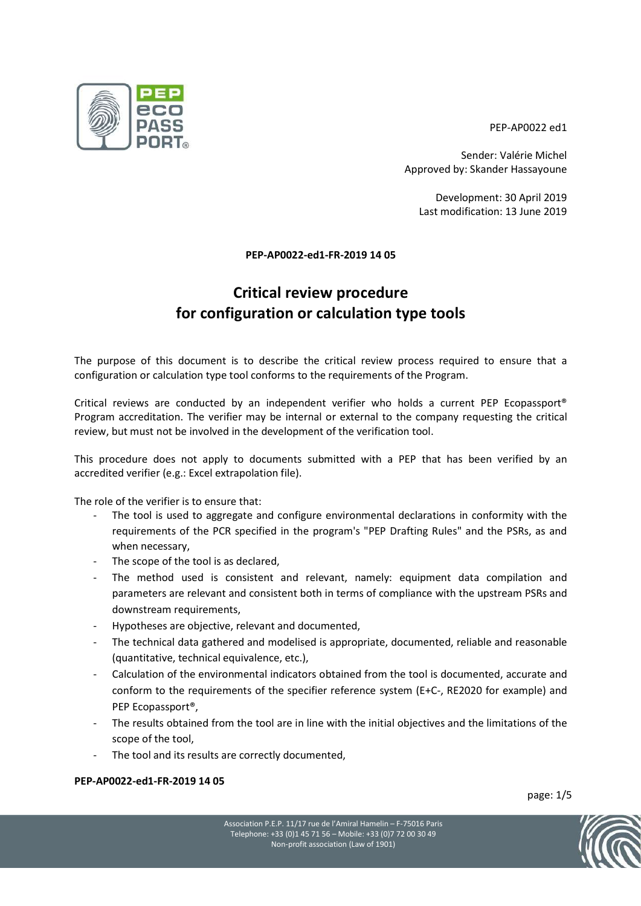PEP-AP0022 ed1

Sender: Valérie Michel
Approved by: Skander Hassayoune

Development: 30 April 2019
Last modification: 13 June 2019

**PEP-AP0022-ed1-FR-2019 14 05**

# Critical review procedure for configuration or calculation type tools

The purpose of this document is to describe the critical review process required to ensure that a configuration or calculation type tool conforms to the requirements of the Program.

Critical reviews are conducted by an independent verifier who holds a current PEP Ecopassport® Program accreditation. The verifier may be internal or external to the company requesting the critical review, but must not be involved in the development of the verification tool.

This procedure does not apply to documents submitted with a PEP that has been verified by an accredited verifier (e.g.: Excel extrapolation file).

The role of the verifier is to ensure that:

- The tool is used to aggregate and configure environmental declarations in conformity with the requirements of the PCR specified in the program's "PEP Drafting Rules" and the PSRs, as and when necessary,
- The scope of the tool is as declared,
- The method used is consistent and relevant, namely: equipment data compilation and parameters are relevant and consistent both in terms of compliance with the upstream PSRs and downstream requirements,
- Hypotheses are objective, relevant and documented,
- The technical data gathered and modelised is appropriate, documented, reliable and reasonable (quantitative, technical equivalence, etc.),
- Calculation of the environmental indicators obtained from the tool is documented, accurate and conform to the requirements of the specifier reference system (E+C-, RE2020 for example) and PEP Ecopassport®,
- The results obtained from the tool are in line with the initial objectives and the limitations of the scope of the tool,
- The tool and its results are correctly documented,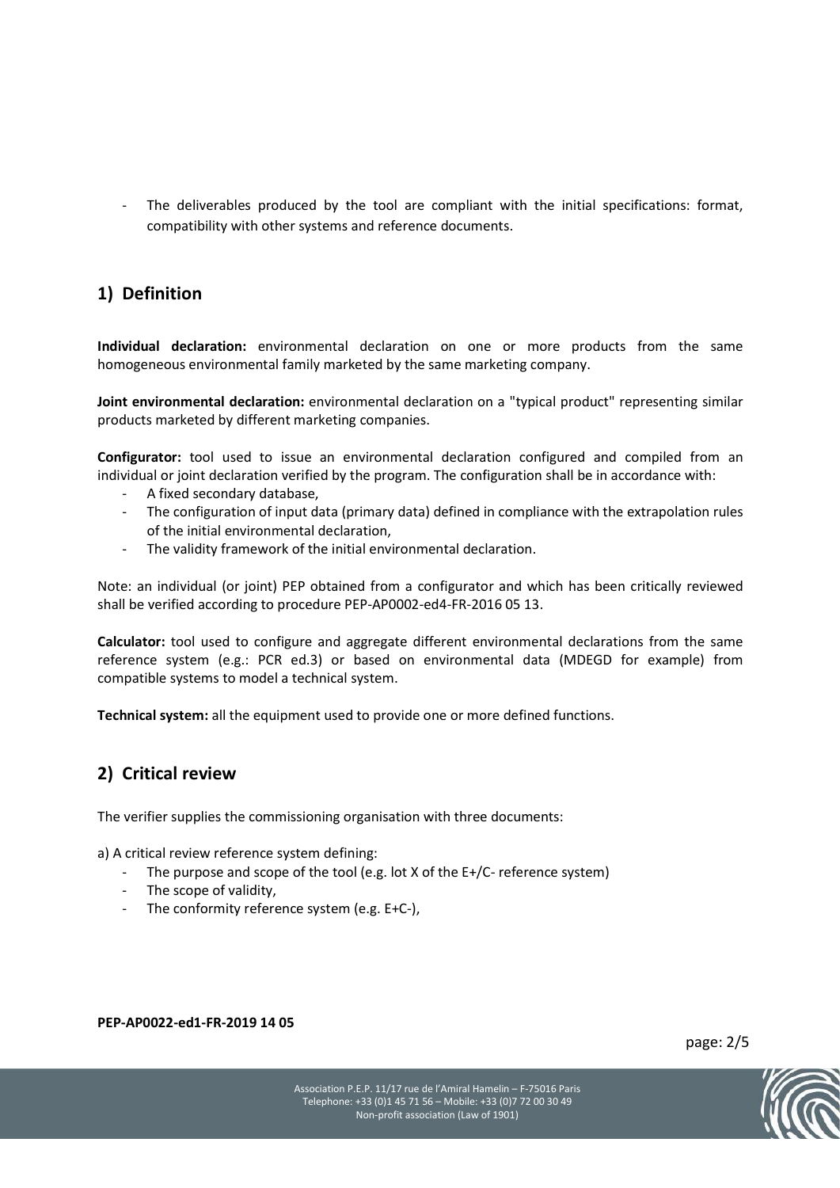- The deliverables produced by the tool are compliant with the initial specifications: format, compatibility with other systems and reference documents.

## 1) Definition

**Individual declaration:** environmental declaration on one or more products from the same homogeneous environmental family marketed by the same marketing company.

**Joint environmental declaration:** environmental declaration on a "typical product" representing similar products marketed by different marketing companies.

**Configurator:** tool used to issue an environmental declaration configured and compiled from an individual or joint declaration verified by the program. The configuration shall be in accordance with:

- A fixed secondary database,
- The configuration of input data (primary data) defined in compliance with the extrapolation rules of the initial environmental declaration,
- The validity framework of the initial environmental declaration.

Note: an individual (or joint) PEP obtained from a configurator and which has been critically reviewed shall be verified according to procedure PEP-AP0002-ed4-FR-2016 05 13.

**Calculator:** tool used to configure and aggregate different environmental declarations from the same reference system (e.g.: PCR ed.3) or based on environmental data (MDEGD for example) from compatible systems to model a technical system.

**Technical system:** all the equipment used to provide one or more defined functions.

## 2) Critical review

The verifier supplies the commissioning organisation with three documents:

a) A critical review reference system defining:

- The purpose and scope of the tool (e.g. lot X of the E+/C- reference system)
- The scope of validity,
- The conformity reference system (e.g. E+C-),

**PEP-AP0022-ed1-FR-2019 14 05**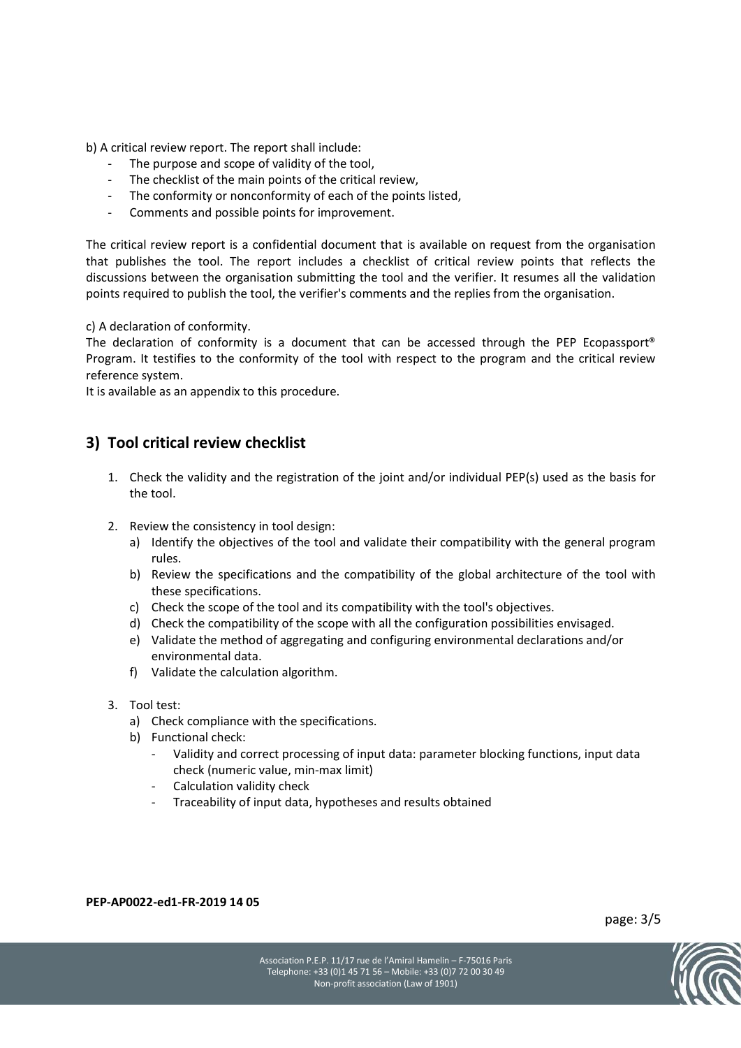b) A critical review report. The report shall include:

- The purpose and scope of validity of the tool,
- The checklist of the main points of the critical review,
- The conformity or nonconformity of each of the points listed,
- Comments and possible points for improvement.

The critical review report is a confidential document that is available on request from the organisation that publishes the tool. The report includes a checklist of critical review points that reflects the discussions between the organisation submitting the tool and the verifier. It resumes all the validation points required to publish the tool, the verifier's comments and the replies from the organisation.

c) A declaration of conformity.
The declaration of conformity is a document that can be accessed through the PEP Ecopassport® Program. It testifies to the conformity of the tool with respect to the program and the critical review reference system.
It is available as an appendix to this procedure.

## 3) Tool critical review checklist

1. Check the validity and the registration of the joint and/or individual PEP(s) used as the basis for the tool.

2. Review the consistency in tool design:
   a) Identify the objectives of the tool and validate their compatibility with the general program rules.
   b) Review the specifications and the compatibility of the global architecture of the tool with these specifications.
   c) Check the scope of the tool and its compatibility with the tool's objectives.
   d) Check the compatibility of the scope with all the configuration possibilities envisaged.
   e) Validate the method of aggregating and configuring environmental declarations and/or environmental data.
   f) Validate the calculation algorithm.

3. Tool test:
   a) Check compliance with the specifications.
   b) Functional check:
      - Validity and correct processing of input data: parameter blocking functions, input data check (numeric value, min-max limit)
      - Calculation validity check
      - Traceability of input data, hypotheses and results obtained

**PEP-AP0022-ed1-FR-2019 14 05**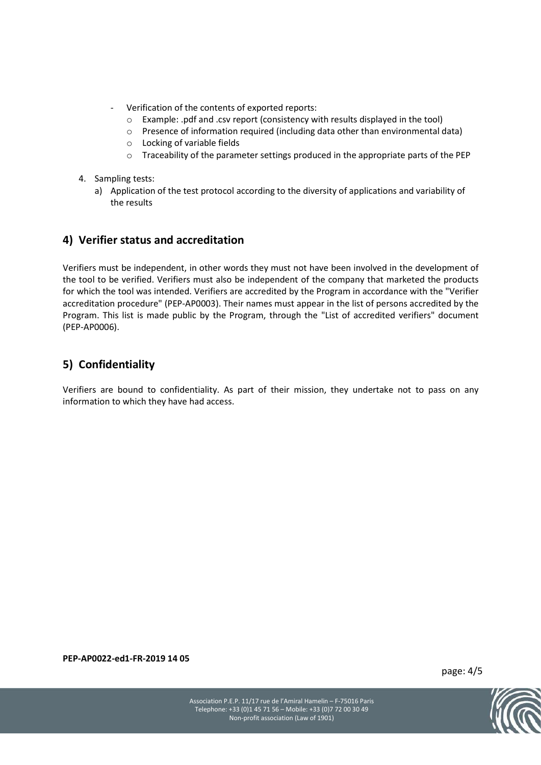- Verification of the contents of exported reports:
  - Example: .pdf and .csv report (consistency with results displayed in the tool)
  - Presence of information required (including data other than environmental data)
  - Locking of variable fields
  - Traceability of the parameter settings produced in the appropriate parts of the PEP

4. Sampling tests:
   a) Application of the test protocol according to the diversity of applications and variability of the results

## 4) Verifier status and accreditation

Verifiers must be independent, in other words they must not have been involved in the development of the tool to be verified. Verifiers must also be independent of the company that marketed the products for which the tool was intended. Verifiers are accredited by the Program in accordance with the "Verifier accreditation procedure" (PEP-AP0003). Their names must appear in the list of persons accredited by the Program. This list is made public by the Program, through the "List of accredited verifiers" document (PEP-AP0006).

## 5) Confidentiality

Verifiers are bound to confidentiality. As part of their mission, they undertake not to pass on any information to which they have had access.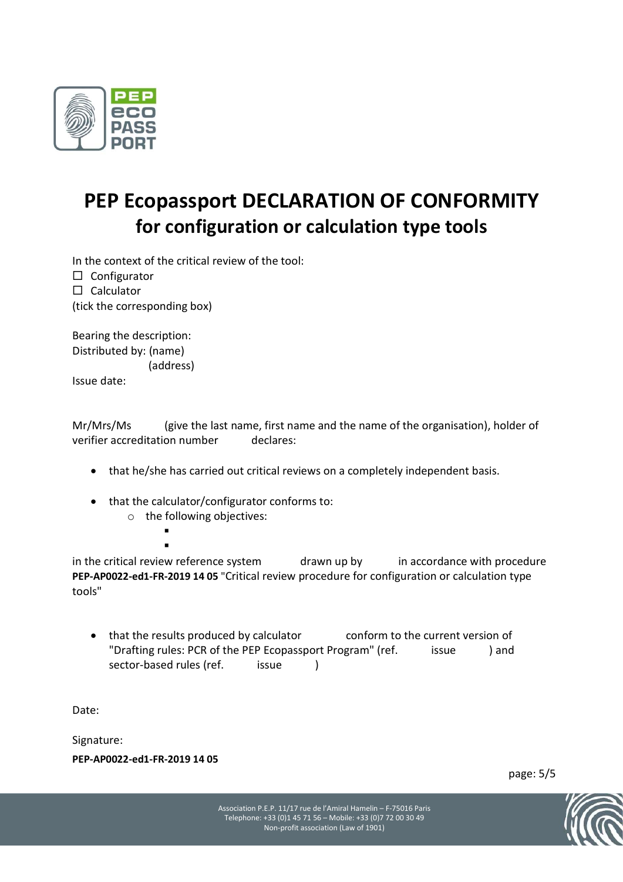# PEP Ecopassport DECLARATION OF CONFORMITY for configuration or calculation type tools

In the context of the critical review of the tool:

☐ Configurator
☐ Calculator
(tick the corresponding box)

Bearing the description:
Distributed by: (name)
(address)
Issue date:

Mr/Mrs/Ms (give the last name, first name and the name of the organisation), holder of verifier accreditation number declares:

- that he/she has carried out critical reviews on a completely independent basis.
- that the calculator/configurator conforms to:
  - the following objectives:
    - 
    - 

in the critical review reference system drawn up by in accordance with procedure **PEP-AP0022-ed1-FR-2019 14 05** "Critical review procedure for configuration or calculation type tools"

- that the results produced by calculator conform to the current version of "Drafting rules: PCR of the PEP Ecopassport Program" (ref. issue ) and sector-based rules (ref. issue )

Date:

Signature:

**PEP-AP0022-ed1-FR-2019 14 05**

Association P.E.P. 11/17 rue de l'Amiral Hamelin – F-75016 Paris
Telephone: +33 (0)1 45 71 56 – Mobile: +33 (0)7 72 00 30 49
Non-profit association (Law of 1901)